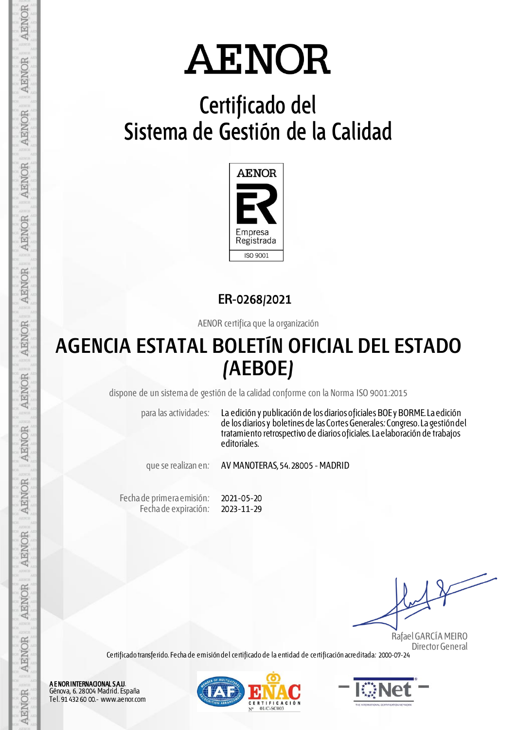# AENOR

## Certificado del Sistema de Gestión de la Calidad

AENOR

Empresa Registrada

ISO 9001

**ER-0268/2021**

AENOR certifica que la organización

# AGENCIA ESTATAL BOLETÍN OFICIAL DEL ESTADO (AEBOE)

dispone de un sistema de gestión de la calidad conforme con la Norma ISO 9001:2015

| | |
|---|---|
| para las actividades: | La edición y publicación de los diarios oficiales BOE y BORME. La edición de los diarios y boletines de las Cortes Generales: Congreso. La gestión del tratamiento retrospectivo de diarios oficiales. La elaboración de trabajos editoriales. |
| que se realizan en: | AV MANOTERAS, 54. 28005 - MADRID |
| Fecha de primera emisión: | 2021-05-20 |
| Fecha de expiración: | 2023-11-29 |

Rafael GARCÍA MEIRO
Director General

Certificado transferido. Fecha de emisión del certificado de la entidad de certificación acreditada: 2000-07-24

**AENOR INTERNACIONAL S.A.U.**
Génova, 6. 28004 Madrid. España
Tel. 91 432 60 00.- www.aenor.com

ENAC CERTIFICACIÓN Nº 01/C-SC003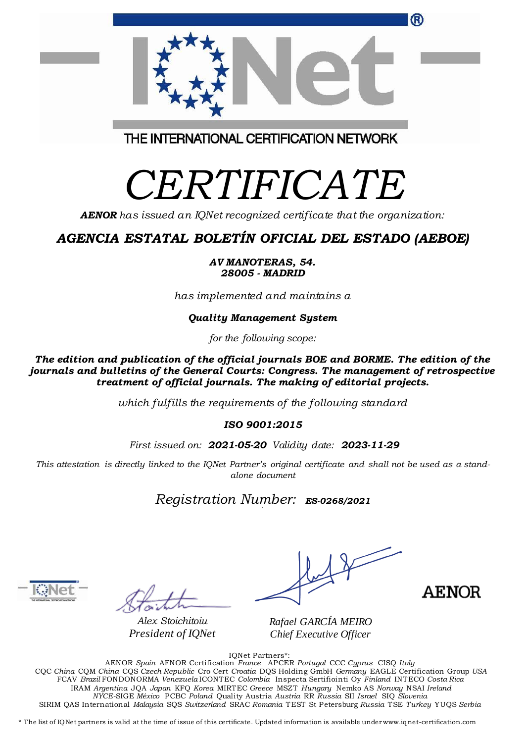THE INTERNATIONAL CERTIFICATION NETWORK

# *CERTIFICATE*

***AENOR*** *has issued an IQNet recognized certificate that the organization:*

## *AGENCIA ESTATAL BOLETÍN OFICIAL DEL ESTADO (AEBOE)*

***AV MANOTERAS, 54.***
***28005 - MADRID***

*has implemented and maintains a*

***Quality Management System***

*for the following scope:*

***The edition and publication of the official journals BOE and BORME. The edition of the journals and bulletins of the General Courts: Congress. The management of retrospective treatment of official journals. The making of editorial projects.***

*which fulfills the requirements of the following standard*

***ISO 9001:2015***

*First issued on:* ***2021-05-20*** *Validity date:* ***2023-11-29***

*This attestation is directly linked to the IQNet Partner's original certificate and shall not be used as a stand-alone document*

*Registration Number:* ***ES-0268/2021***

*Alex Stoichitoiu*
*President of IQNet*

*Rafael GARCÍA MEIRO*
*Chief Executive Officer*

AENOR

IQNet Partners*:
AENOR *Spain* AFNOR Certification *France* APCER *Portugal* CCC *Cyprus* CISQ *Italy*
CQC *China* CQM *China* CQS *Czech Republic* Cro Cert *Croatia* DQS Holding GmbH *Germany* EAGLE Certification Group *USA*
FCAV *Brazil* FONDONORMA *Venezuela* ICONTEC *Colombia* Inspecta Sertifiointi Oy *Finland* INTECO *Costa Rica*
IRAM *Argentina* JQA *Japan* KFQ *Korea* MIRTEC *Greece* MSZT *Hungary* Nemko AS *Norway* NSAI *Ireland*
*NYCE*-SIGE *México* PCBC *Poland* Quality Austria *Austria* RR *Russia* SII *Israel* SIQ *Slovenia*
SIRIM QAS International *Malaysia* SQS *Switzerland* SRAC *Romania* TEST St Petersburg *Russia* TSE *Turkey* YUQS *Serbia*

\* The list of IQNet partners is valid at the time of issue of this certificate. Updated information is available under www.iqnet-certification.com